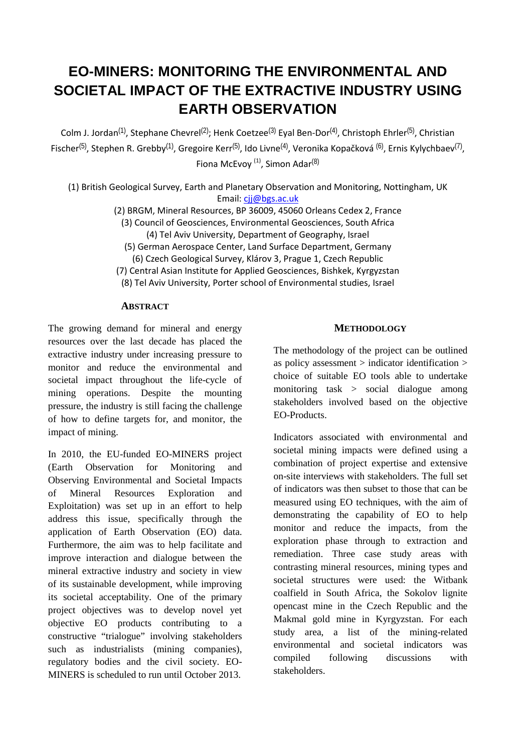# EO-MINERS: MONITORING THE ENVIRONMENTAL AND SOCIETAL IMPACT OF THE EXTRACTIVE INDUSTRY USING EARTH OBSERVATION

Colm J. Jordan[(1)], Stephane Chevrel[(2)]; Henk Coetzee[(3)] Eyal Ben-Dor[(4)], Christoph Ehrler[(5)], Christian Fischer[(5)], Stephen R. Grebby[(1)], Gregoire Kerr[(5)], Ido Livne[(4)], Veronika Kopačková [(6)], Ernis Kylychbaev[(7)], Fiona McEvoy [(1)], Simon Adar[(8)]

(1) British Geological Survey, Earth and Planetary Observation and Monitoring, Nottingham, UK
Email: cjj@bgs.ac.uk
(2) BRGM, Mineral Resources, BP 36009, 45060 Orleans Cedex 2, France
(3) Council of Geosciences, Environmental Geosciences, South Africa
(4) Tel Aviv University, Department of Geography, Israel
(5) German Aerospace Center, Land Surface Department, Germany
(6) Czech Geological Survey, Klárov 3, Prague 1, Czech Republic
(7) Central Asian Institute for Applied Geosciences, Bishkek, Kyrgyzstan
(8) Tel Aviv University, Porter school of Environmental studies, Israel

## ABSTRACT

The growing demand for mineral and energy resources over the last decade has placed the extractive industry under increasing pressure to monitor and reduce the environmental and societal impact throughout the life-cycle of mining operations. Despite the mounting pressure, the industry is still facing the challenge of how to define targets for, and monitor, the impact of mining.

In 2010, the EU-funded EO-MINERS project (Earth Observation for Monitoring and Observing Environmental and Societal Impacts of Mineral Resources Exploration and Exploitation) was set up in an effort to help address this issue, specifically through the application of Earth Observation (EO) data. Furthermore, the aim was to help facilitate and improve interaction and dialogue between the mineral extractive industry and society in view of its sustainable development, while improving its societal acceptability. One of the primary project objectives was to develop novel yet objective EO products contributing to a constructive "trialogue" involving stakeholders such as industrialists (mining companies), regulatory bodies and the civil society. EO-MINERS is scheduled to run until October 2013.

## METHODOLOGY

The methodology of the project can be outlined as policy assessment > indicator identification > choice of suitable EO tools able to undertake monitoring task > social dialogue among stakeholders involved based on the objective EO-Products.

Indicators associated with environmental and societal mining impacts were defined using a combination of project expertise and extensive on-site interviews with stakeholders. The full set of indicators was then subset to those that can be measured using EO techniques, with the aim of demonstrating the capability of EO to help monitor and reduce the impacts, from the exploration phase through to extraction and remediation. Three case study areas with contrasting mineral resources, mining types and societal structures were used: the Witbank coalfield in South Africa, the Sokolov lignite opencast mine in the Czech Republic and the Makmal gold mine in Kyrgyzstan. For each study area, a list of the mining-related environmental and societal indicators was compiled following discussions with stakeholders.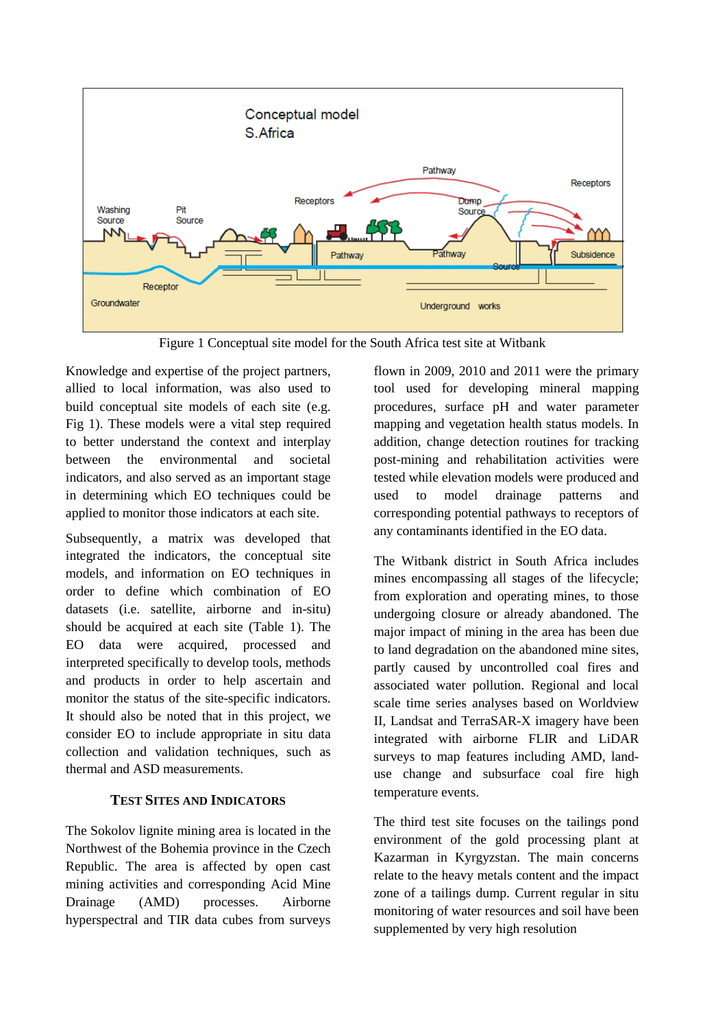Conceptual model
S.Africa

Pathway

Receptors

Washing
Source

Pit
Source

Receptors

Dump
Source

Pathway

Pathway

Source

Subsidence

Receptor

Groundwater

Underground works

Figure 1 Conceptual site model for the South Africa test site at Witbank

Knowledge and expertise of the project partners, allied to local information, was also used to build conceptual site models of each site (e.g. Fig 1). These models were a vital step required to better understand the context and interplay between the environmental and societal indicators, and also served as an important stage in determining which EO techniques could be applied to monitor those indicators at each site.

Subsequently, a matrix was developed that integrated the indicators, the conceptual site models, and information on EO techniques in order to define which combination of EO datasets (i.e. satellite, airborne and in-situ) should be acquired at each site (Table 1). The EO data were acquired, processed and interpreted specifically to develop tools, methods and products in order to help ascertain and monitor the status of the site-specific indicators. It should also be noted that in this project, we consider EO to include appropriate in situ data collection and validation techniques, such as thermal and ASD measurements.

## Test Sites and Indicators

The Sokolov lignite mining area is located in the Northwest of the Bohemia province in the Czech Republic. The area is affected by open cast mining activities and corresponding Acid Mine Drainage (AMD) processes. Airborne hyperspectral and TIR data cubes from surveys flown in 2009, 2010 and 2011 were the primary tool used for developing mineral mapping procedures, surface pH and water parameter mapping and vegetation health status models. In addition, change detection routines for tracking post-mining and rehabilitation activities were tested while elevation models were produced and used to model drainage patterns and corresponding potential pathways to receptors of any contaminants identified in the EO data.

The Witbank district in South Africa includes mines encompassing all stages of the lifecycle; from exploration and operating mines, to those undergoing closure or already abandoned. The major impact of mining in the area has been due to land degradation on the abandoned mine sites, partly caused by uncontrolled coal fires and associated water pollution. Regional and local scale time series analyses based on Worldview II, Landsat and TerraSAR-X imagery have been integrated with airborne FLIR and LiDAR surveys to map features including AMD, land-use change and subsurface coal fire high temperature events.

The third test site focuses on the tailings pond environment of the gold processing plant at Kazarman in Kyrgyzstan. The main concerns relate to the heavy metals content and the impact zone of a tailings dump. Current regular in situ monitoring of water resources and soil have been supplemented by very high resolution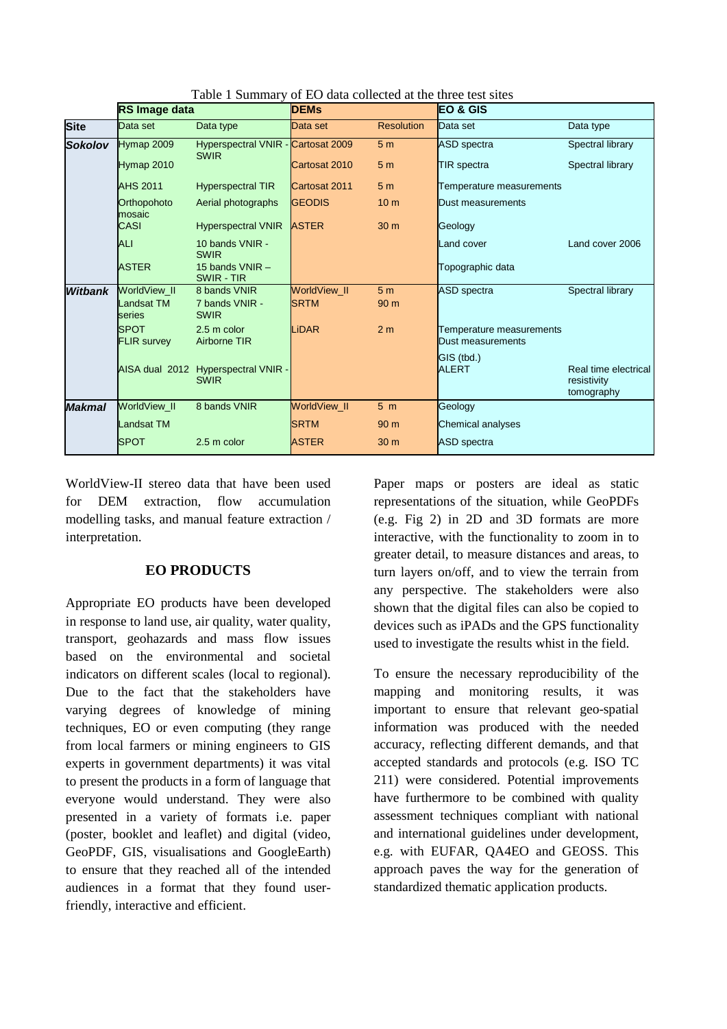Table 1 Summary of EO data collected at the three test sites

| | **RS Image data** | | **DEMs** | | **EO & GIS** | |
|---|---|---|---|---|---|---|
| **Site** | Data set | Data type | Data set | Resolution | Data set | Data type |
| ***Sokolov*** | Hymap 2009 | Hyperspectral VNIR - SWIR | Cartosat 2009 | 5 m | ASD spectra | Spectral library |
| | Hymap 2010 | | Cartosat 2010 | 5 m | TIR spectra | Spectral library |
| | AHS 2011 | Hyperspectral TIR | Cartosat 2011 | 5 m | Temperature measurements | |
| | Orthopohoto mosaic | Aerial photographs | GEODIS | 10 m | Dust measurements | |
| | CASI | Hyperspectral VNIR | ASTER | 30 m | Geology | |
| | ALI | 10 bands VNIR - SWIR | | | Land cover | Land cover 2006 |
| | ASTER | 15 bands VNIR – SWIR - TIR | | | Topographic data | |
| ***Witbank*** | WorldView_II | 8 bands VNIR | WorldView_II | 5 m | ASD spectra | Spectral library |
| | Landsat TM series | 7 bands VNIR - SWIR | SRTM | 90 m | | |
| | SPOT | 2.5 m color | LiDAR | 2 m | Temperature measurements | |
| | FLIR survey | Airborne TIR | | | Dust measurements | |
| | | | | | GIS (tbd.) | |
| | AISA dual 2012 | Hyperspectral VNIR - SWIR | | | ALERT | Real time electrical resistivity tomography |
| ***Makmal*** | WorldView_II | 8 bands VNIR | WorldView_II | 5 m | Geology | |
| | Landsat TM | | SRTM | 90 m | Chemical analyses | |
| | SPOT | 2.5 m color | ASTER | 30 m | ASD spectra | |

WorldView-II stereo data that have been used for DEM extraction, flow accumulation modelling tasks, and manual feature extraction / interpretation.

## EO PRODUCTS

Appropriate EO products have been developed in response to land use, air quality, water quality, transport, geohazards and mass flow issues based on the environmental and societal indicators on different scales (local to regional). Due to the fact that the stakeholders have varying degrees of knowledge of mining techniques, EO or even computing (they range from local farmers or mining engineers to GIS experts in government departments) it was vital to present the products in a form of language that everyone would understand. They were also presented in a variety of formats i.e. paper (poster, booklet and leaflet) and digital (video, GeoPDF, GIS, visualisations and GoogleEarth) to ensure that they reached all of the intended audiences in a format that they found user-friendly, interactive and efficient.

Paper maps or posters are ideal as static representations of the situation, while GeoPDFs (e.g. Fig 2) in 2D and 3D formats are more interactive, with the functionality to zoom in to greater detail, to measure distances and areas, to turn layers on/off, and to view the terrain from any perspective. The stakeholders were also shown that the digital files can also be copied to devices such as iPADs and the GPS functionality used to investigate the results whist in the field.

To ensure the necessary reproducibility of the mapping and monitoring results, it was important to ensure that relevant geo-spatial information was produced with the needed accuracy, reflecting different demands, and that accepted standards and protocols (e.g. ISO TC 211) were considered. Potential improvements have furthermore to be combined with quality assessment techniques compliant with national and international guidelines under development, e.g. with EUFAR, QA4EO and GEOSS. This approach paves the way for the generation of standardized thematic application products.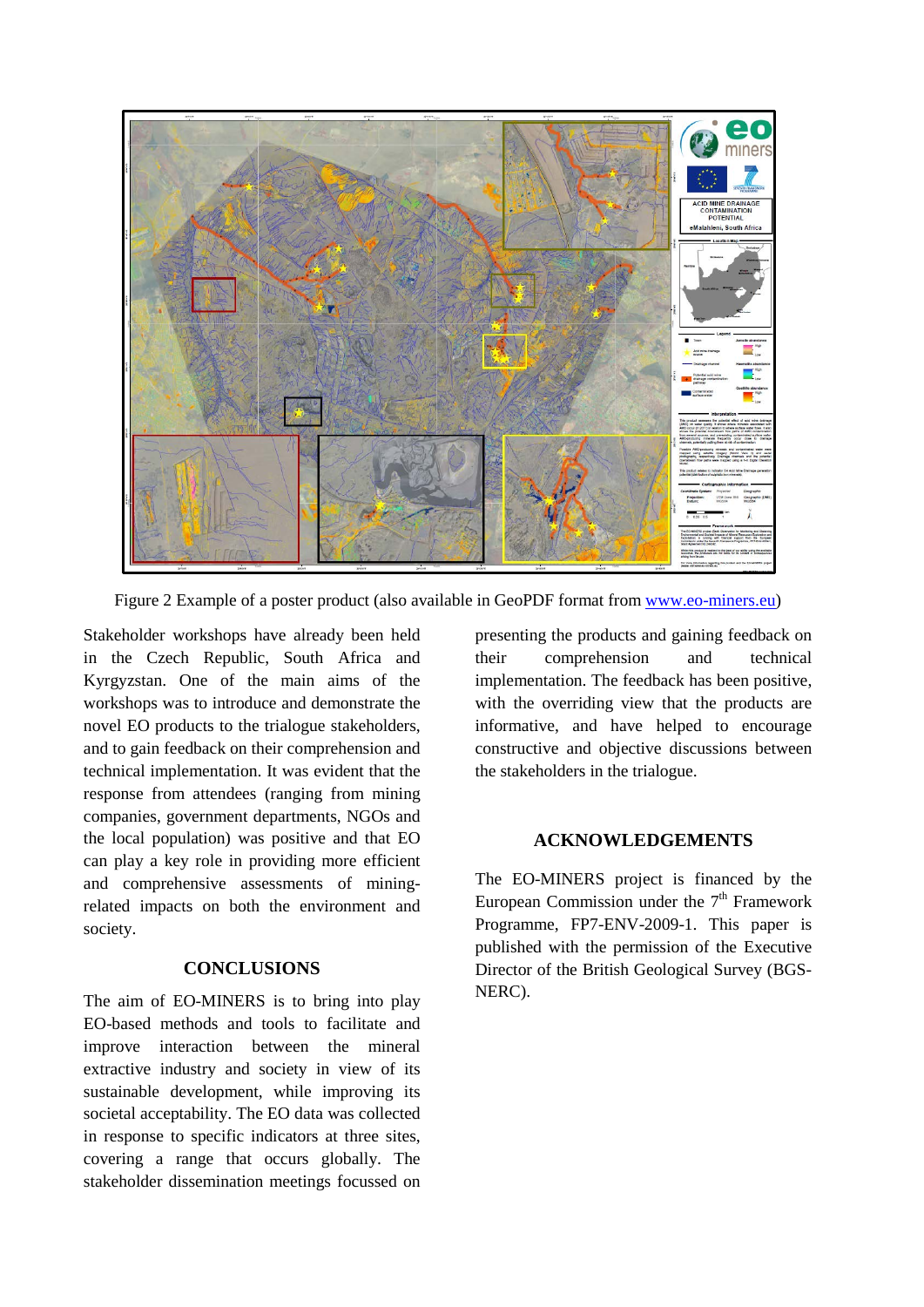Figure 2 Example of a poster product (also available in GeoPDF format from www.eo-miners.eu)

Stakeholder workshops have already been held in the Czech Republic, South Africa and Kyrgyzstan. One of the main aims of the workshops was to introduce and demonstrate the novel EO products to the trialogue stakeholders, and to gain feedback on their comprehension and technical implementation. It was evident that the response from attendees (ranging from mining companies, government departments, NGOs and the local population) was positive and that EO can play a key role in providing more efficient and comprehensive assessments of mining-related impacts on both the environment and society.

## CONCLUSIONS

The aim of EO-MINERS is to bring into play EO-based methods and tools to facilitate and improve interaction between the mineral extractive industry and society in view of its sustainable development, while improving its societal acceptability. The EO data was collected in response to specific indicators at three sites, covering a range that occurs globally. The stakeholder dissemination meetings focussed on presenting the products and gaining feedback on their comprehension and technical implementation. The feedback has been positive, with the overriding view that the products are informative, and have helped to encourage constructive and objective discussions between the stakeholders in the trialogue.

## ACKNOWLEDGEMENTS

The EO-MINERS project is financed by the European Commission under the 7th Framework Programme, FP7-ENV-2009-1. This paper is published with the permission of the Executive Director of the British Geological Survey (BGS-NERC).